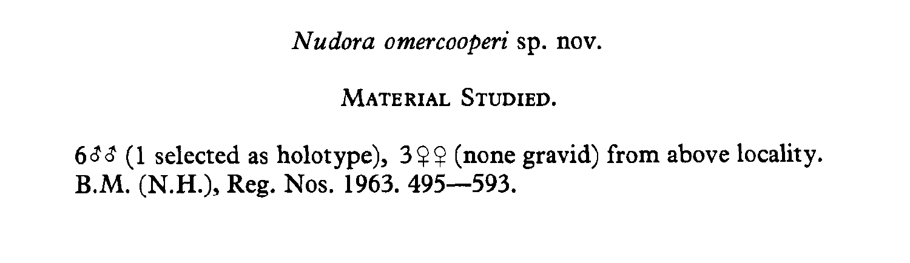*Nudora omercooperi* sp. nov.

## Material Studied.

6♂♂ (1 selected as holotype), 3♀♀ (none gravid) from above locality. B.M. (N.H.), Reg. Nos. 1963. 495—593.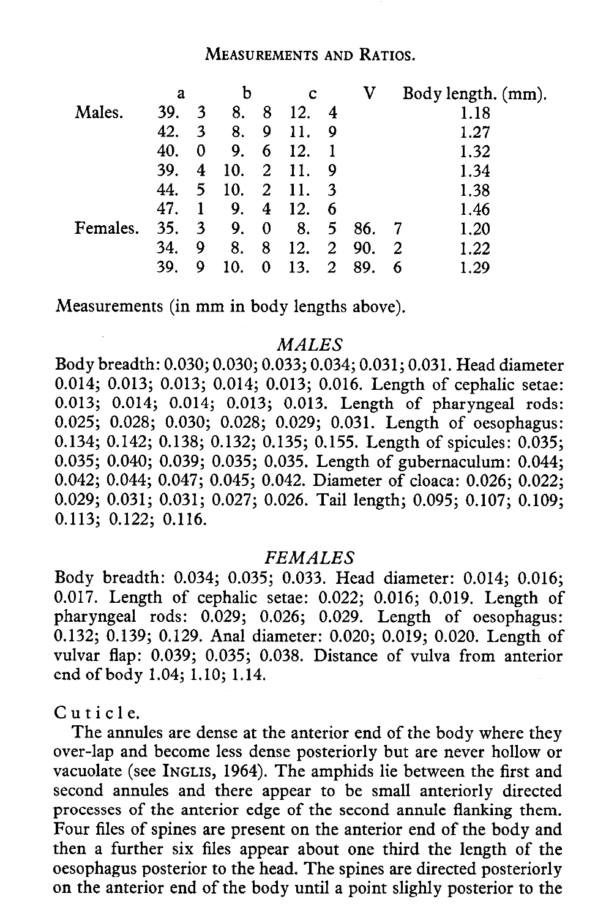# Measurements and Ratios.

| | a | b | c | V | Body length. (mm). |
|---|---|---|---|---|---|
| Males. | 39.3 | 8.8 | 12.4 | | 1.18 |
| | 42.3 | 8.9 | 11.9 | | 1.27 |
| | 40.0 | 9.6 | 12.1 | | 1.32 |
| | 39.4 | 10.2 | 11.9 | | 1.34 |
| | 44.5 | 10.2 | 11.3 | | 1.38 |
| | 47.1 | 9.4 | 12.6 | | 1.46 |
| Females. | 35.3 | 9.0 | 8.5 | 86.7 | 1.20 |
| | 34.9 | 8.8 | 12.2 | 90.2 | 1.22 |
| | 39.9 | 10.0 | 13.2 | 89.6 | 1.29 |

Measurements (in mm in body lengths above).

### *MALES*

Body breadth: 0.030; 0.030; 0.033; 0.034; 0.031; 0.031. Head diameter 0.014; 0.013; 0.013; 0.014; 0.013; 0.016. Length of cephalic setae: 0.013; 0.014; 0.014; 0.013; 0.013. Length of pharyngeal rods: 0.025; 0.028; 0.030; 0.028; 0.029; 0.031. Length of oesophagus: 0.134; 0.142; 0.138; 0.132; 0.135; 0.155. Length of spicules: 0.035; 0.035; 0.040; 0.039; 0.035; 0.035. Length of gubernaculum: 0.044; 0.042; 0.044; 0.047; 0.045; 0.042. Diameter of cloaca: 0.026; 0.022; 0.029; 0.031; 0.031; 0.027; 0.026. Tail length; 0.095; 0.107; 0.109; 0.113; 0.122; 0.116.

### *FEMALES*

Body breadth: 0.034; 0.035; 0.033. Head diameter: 0.014; 0.016; 0.017. Length of cephalic setae: 0.022; 0.016; 0.019. Length of pharyngeal rods: 0.029; 0.026; 0.029. Length of oesophagus: 0.132; 0.139; 0.129. Anal diameter: 0.020; 0.019; 0.020. Length of vulvar flap: 0.039; 0.035; 0.038. Distance of vulva from anterior end of body 1.04; 1.10; 1.14.

### Cuticle.

The annules are dense at the anterior end of the body where they over-lap and become less dense posteriorly but are never hollow or vacuolate (see Inglis, 1964). The amphids lie between the first and second annules and there appear to be small anteriorly directed processes of the anterior edge of the second annule flanking them. Four files of spines are present on the anterior end of the body and then a further six files appear about one third the length of the oesophagus posterior to the head. The spines are directed posteriorly on the anterior end of the body until a point slighly posterior to the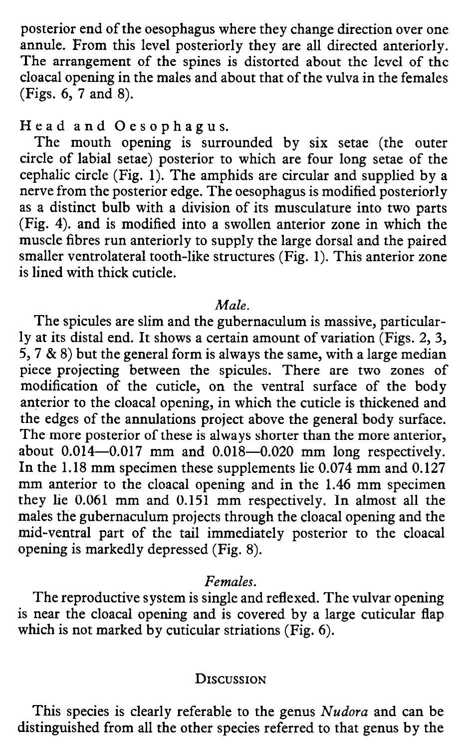posterior end of the oesophagus where they change direction over one annule. From this level posteriorly they are all directed anteriorly. The arrangement of the spines is distorted about the level of the cloacal opening in the males and about that of the vulva in the females (Figs. 6, 7 and 8).

### Head and Oesophagus.

The mouth opening is surrounded by six setae (the outer circle of labial setae) posterior to which are four long setae of the cephalic circle (Fig. 1). The amphids are circular and supplied by a nerve from the posterior edge. The oesophagus is modified posteriorly as a distinct bulb with a division of its musculature into two parts (Fig. 4). and is modified into a swollen anterior zone in which the muscle fibres run anteriorly to supply the large dorsal and the paired smaller ventrolateral tooth-like structures (Fig. 1). This anterior zone is lined with thick cuticle.

### *Male.*

The spicules are slim and the gubernaculum is massive, particularly at its distal end. It shows a certain amount of variation (Figs. 2, 3, 5, 7 & 8) but the general form is always the same, with a large median piece projecting between the spicules. There are two zones of modification of the cuticle, on the ventral surface of the body anterior to the cloacal opening, in which the cuticle is thickened and the edges of the annulations project above the general body surface. The more posterior of these is always shorter than the more anterior, about 0.014—0.017 mm and 0.018—0.020 mm long respectively. In the 1.18 mm specimen these supplements lie 0.074 mm and 0.127 mm anterior to the cloacal opening and in the 1.46 mm specimen they lie 0.061 mm and 0.151 mm respectively. In almost all the males the gubernaculum projects through the cloacal opening and the mid-ventral part of the tail immediately posterior to the cloacal opening is markedly depressed (Fig. 8).

### *Females.*

The reproductive system is single and reflexed. The vulvar opening is near the cloacal opening and is covered by a large cuticular flap which is not marked by cuticular striations (Fig. 6).

## Discussion

This species is clearly referable to the genus *Nudora* and can be distinguished from all the other species referred to that genus by the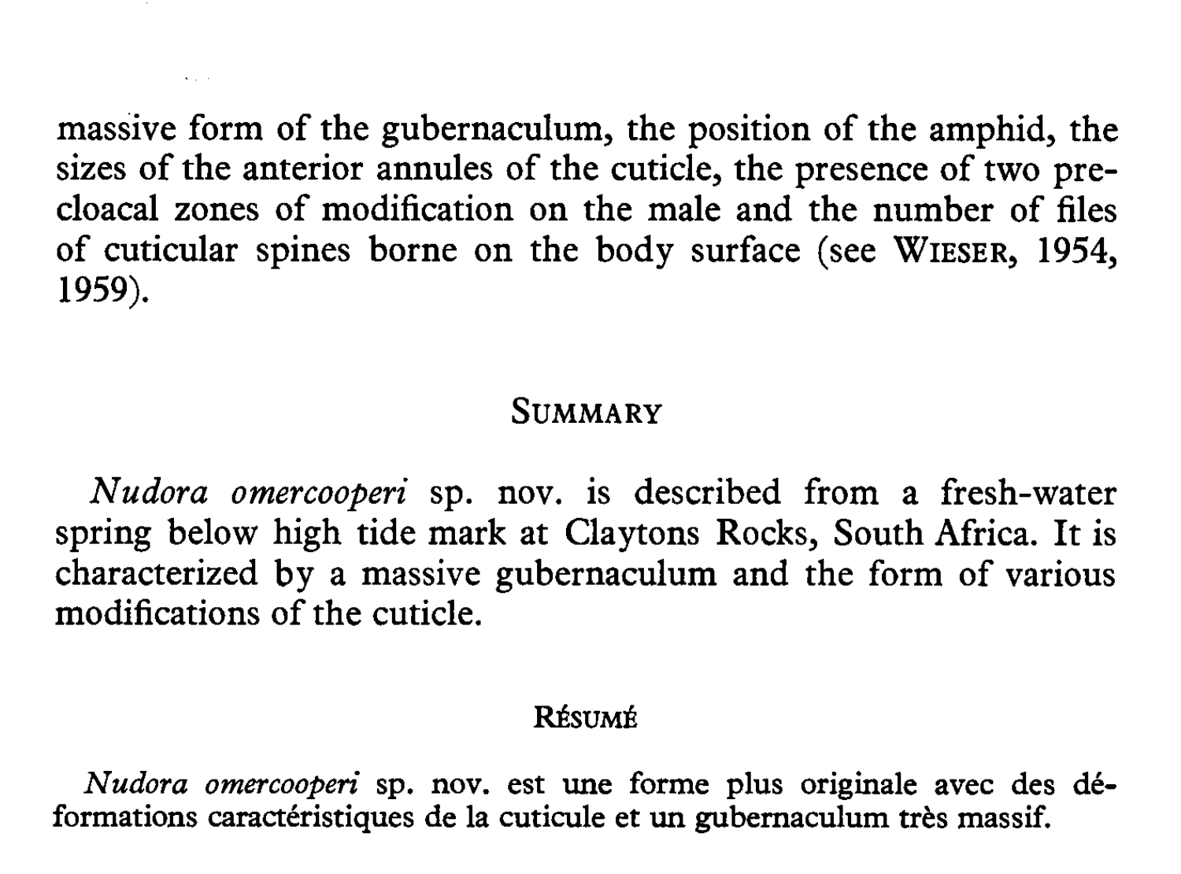massive form of the gubernaculum, the position of the amphid, the sizes of the anterior annules of the cuticle, the presence of two precloacal zones of modification on the male and the number of files of cuticular spines borne on the body surface (see WIESER, 1954, 1959).

## SUMMARY

*Nudora omercooperi* sp. nov. is described from a fresh-water spring below high tide mark at Claytons Rocks, South Africa. It is characterized by a massive gubernaculum and the form of various modifications of the cuticle.

## RÉSUMÉ

*Nudora omercooperi* sp. nov. est une forme plus originale avec des déformations caractéristiques de la cuticule et un gubernaculum très massif.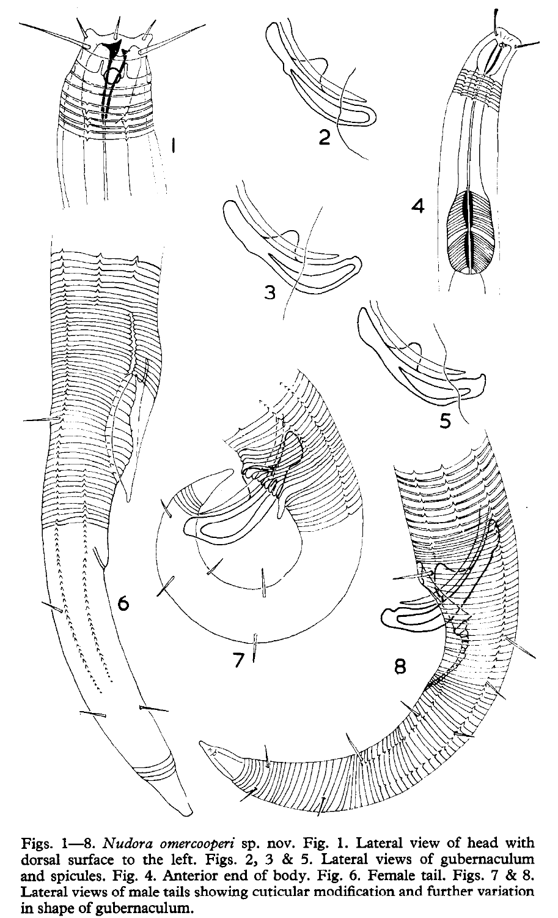Figs. 1—8. *Nudora omercooperi* sp. nov. Fig. 1. Lateral view of head with dorsal surface to the left. Figs. 2, 3 & 5. Lateral views of gubernaculum and spicules. Fig. 4. Anterior end of body. Fig. 6. Female tail. Figs. 7 & 8. Lateral views of male tails showing cuticular modification and further variation in shape of gubernaculum.